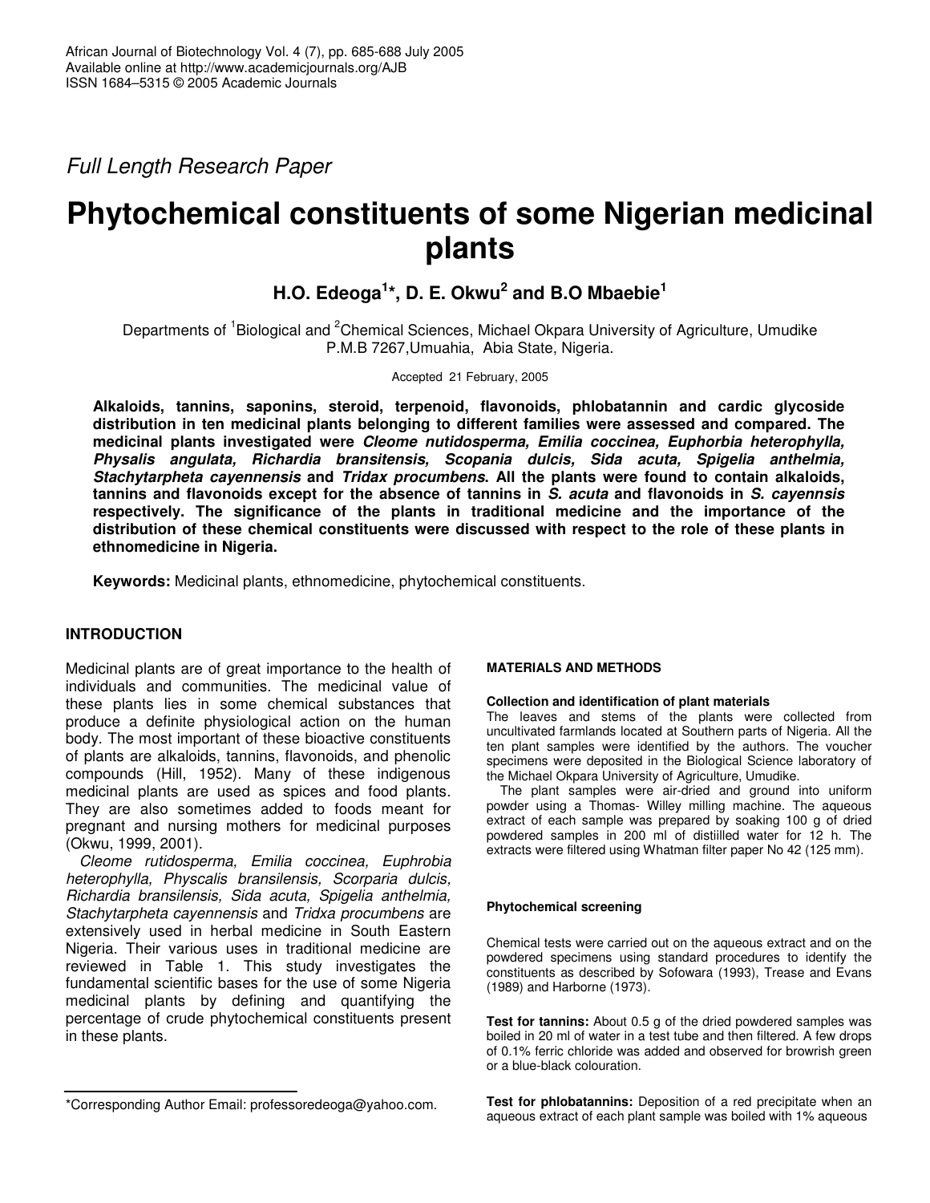*Full Length Research Paper*

# Phytochemical constituents of some Nigerian medicinal plants

**H.O. Edeoga[1]*, D. E. Okwu[2] and B.O Mbaebie[1]**

Departments of [1]Biological and [2]Chemical Sciences, Michael Okpara University of Agriculture, Umudike P.M.B 7267,Umuahia, Abia State, Nigeria.

Accepted 21 February, 2005

**Alkaloids, tannins, saponins, steroid, terpenoid, flavonoids, phlobatannin and cardic glycoside distribution in ten medicinal plants belonging to different families were assessed and compared. The medicinal plants investigated were *Cleome nutidosperma, Emilia coccinea, Euphorbia heterophylla, Physalis angulata, Richardia bransitensis, Scopania dulcis, Sida acuta, Spigelia anthelmia, Stachytarpheta cayennensis* and *Tridax procumbens*. All the plants were found to contain alkaloids, tannins and flavonoids except for the absence of tannins in *S. acuta* and flavonoids in *S. cayennsis* respectively. The significance of the plants in traditional medicine and the importance of the distribution of these chemical constituents were discussed with respect to the role of these plants in ethnomedicine in Nigeria.**

**Keywords:** Medicinal plants, ethnomedicine, phytochemical constituents.

## INTRODUCTION

Medicinal plants are of great importance to the health of individuals and communities. The medicinal value of these plants lies in some chemical substances that produce a definite physiological action on the human body. The most important of these bioactive constituents of plants are alkaloids, tannins, flavonoids, and phenolic compounds (Hill, 1952). Many of these indigenous medicinal plants are used as spices and food plants. They are also sometimes added to foods meant for pregnant and nursing mothers for medicinal purposes (Okwu, 1999, 2001).

*Cleome rutidosperma, Emilia coccinea, Euphrobia heterophylla, Physcalis bransilensis, Scorparia dulcis, Richardia bransilensis, Sida acuta, Spigelia anthelmia, Stachytarpheta cayennensis* and *Tridxa procumbens* are extensively used in herbal medicine in South Eastern Nigeria. Their various uses in traditional medicine are reviewed in Table 1. This study investigates the fundamental scientific bases for the use of some Nigeria medicinal plants by defining and quantifying the percentage of crude phytochemical constituents present in these plants.

## MATERIALS AND METHODS

### Collection and identification of plant materials

The leaves and stems of the plants were collected from uncultivated farmlands located at Southern parts of Nigeria. All the ten plant samples were identified by the authors. The voucher specimens were deposited in the Biological Science laboratory of the Michael Okpara University of Agriculture, Umudike.

The plant samples were air-dried and ground into uniform powder using a Thomas- Willey milling machine. The aqueous extract of each sample was prepared by soaking 100 g of dried powdered samples in 200 ml of distiilled water for 12 h. The extracts were filtered using Whatman filter paper No 42 (125 mm).

### Phytochemical screening

Chemical tests were carried out on the aqueous extract and on the powdered specimens using standard procedures to identify the constituents as described by Sofowara (1993), Trease and Evans (1989) and Harborne (1973).

**Test for tannins:** About 0.5 g of the dried powdered samples was boiled in 20 ml of water in a test tube and then filtered. A few drops of 0.1% ferric chloride was added and observed for browrish green or a blue-black colouration.

**Test for phlobatannins:** Deposition of a red precipitate when an aqueous extract of each plant sample was boiled with 1% aqueous

*Corresponding Author Email: professoredeoga@yahoo.com.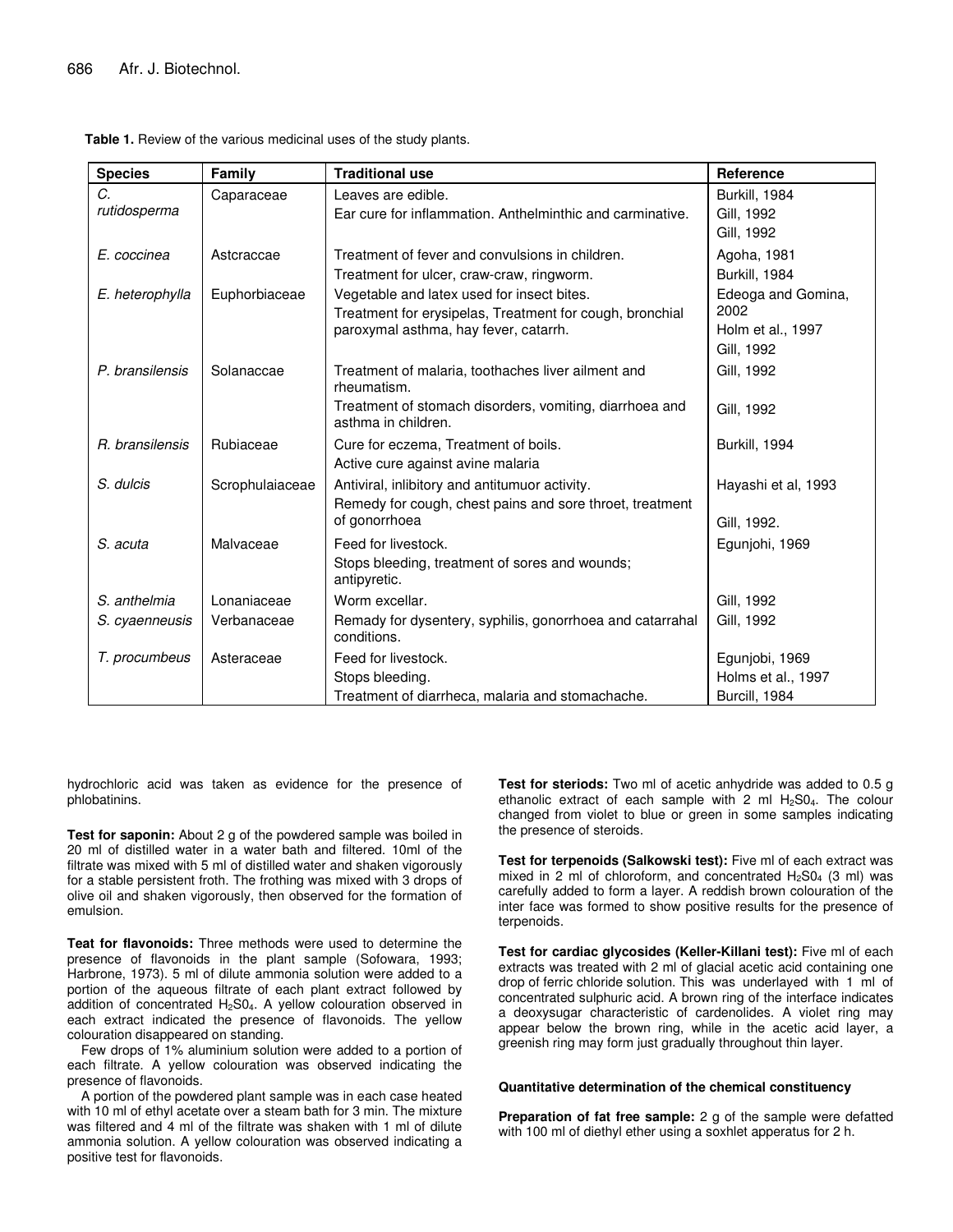**Table 1.** Review of the various medicinal uses of the study plants.

| Species | Family | Traditional use | Reference |
|---|---|---|---|
| *C. rutidosperma* | Caparaceae | Leaves are edible.<br>Ear cure for inflammation. Anthelminthic and carminative. | Burkill, 1984<br>Gill, 1992<br>Gill, 1992 |
| *E. coccinea* | Astcraccae | Treatment of fever and convulsions in children.<br>Treatment for ulcer, craw-craw, ringworm. | Agoha, 1981<br>Burkill, 1984 |
| *E. heterophylla* | Euphorbiaceae | Vegetable and latex used for insect bites.<br>Treatment for erysipelas, Treatment for cough, bronchial paroxymal asthma, hay fever, catarrh. | Edeoga and Gomina, 2002<br>Holm et al., 1997<br>Gill, 1992 |
| *P. bransilensis* | Solanaccae | Treatment of malaria, toothaches liver ailment and rheumatism.<br>Treatment of stomach disorders, vomiting, diarrhoea and asthma in children. | Gill, 1992<br>Gill, 1992 |
| *R. bransilensis* | Rubiaceae | Cure for eczema, Treatment of boils.<br>Active cure against avine malaria | Burkill, 1994 |
| *S. dulcis* | Scrophulaiaceae | Antiviral, inlibitory and antitumuor activity.<br>Remedy for cough, chest pains and sore throet, treatment of gonorrhoea | Hayashi et al, 1993<br>Gill, 1992. |
| *S. acuta* | Malvaceae | Feed for livestock.<br>Stops bleeding, treatment of sores and wounds; antipyretic. | Egunjohi, 1969 |
| *S. anthelmia* | Lonaniaceae | Worm excellar. | Gill, 1992 |
| *S. cyaenneusis* | Verbanaceae | Remady for dysentery, syphilis, gonorrhoea and catarrahal conditions. | Gill, 1992 |
| *T. procumbeus* | Asteraceae | Feed for livestock.<br>Stops bleeding.<br>Treatment of diarrheca, malaria and stomachache. | Egunjobi, 1969<br>Holms et al., 1997<br>Burcill, 1984 |

hydrochloric acid was taken as evidence for the presence of phlobatinins.

**Test for saponin:** About 2 g of the powdered sample was boiled in 20 ml of distilled water in a water bath and filtered. 10ml of the filtrate was mixed with 5 ml of distilled water and shaken vigorously for a stable persistent froth. The frothing was mixed with 3 drops of olive oil and shaken vigorously, then observed for the formation of emulsion.

**Teat for flavonoids:** Three methods were used to determine the presence of flavonoids in the plant sample (Sofowara, 1993; Harbrone, 1973). 5 ml of dilute ammonia solution were added to a portion of the aqueous filtrate of each plant extract followed by addition of concentrated $H_2S0_4$. A yellow colouration observed in each extract indicated the presence of flavonoids. The yellow colouration disappeared on standing.

Few drops of 1% aluminium solution were added to a portion of each filtrate. A yellow colouration was observed indicating the presence of flavonoids.

A portion of the powdered plant sample was in each case heated with 10 ml of ethyl acetate over a steam bath for 3 min. The mixture was filtered and 4 ml of the filtrate was shaken with 1 ml of dilute ammonia solution. A yellow colouration was observed indicating a positive test for flavonoids.

**Test for steriods:** Two ml of acetic anhydride was added to 0.5 g ethanolic extract of each sample with 2 ml $H_2S0_4$. The colour changed from violet to blue or green in some samples indicating the presence of steroids.

**Test for terpenoids (Salkowski test):** Five ml of each extract was mixed in 2 ml of chloroform, and concentrated $H_2S0_4$ (3 ml) was carefully added to form a layer. A reddish brown colouration of the inter face was formed to show positive results for the presence of terpenoids.

**Test for cardiac glycosides (Keller-Killani test):** Five ml of each extracts was treated with 2 ml of glacial acetic acid containing one drop of ferric chloride solution. This was underlayed with 1 ml of concentrated sulphuric acid. A brown ring of the interface indicates a deoxysugar characteristic of cardenolides. A violet ring may appear below the brown ring, while in the acetic acid layer, a greenish ring may form just gradually throughout thin layer.

#### Quantitative determination of the chemical constituency

**Preparation of fat free sample:** 2 g of the sample were defatted with 100 ml of diethyl ether using a soxhlet apperatus for 2 h.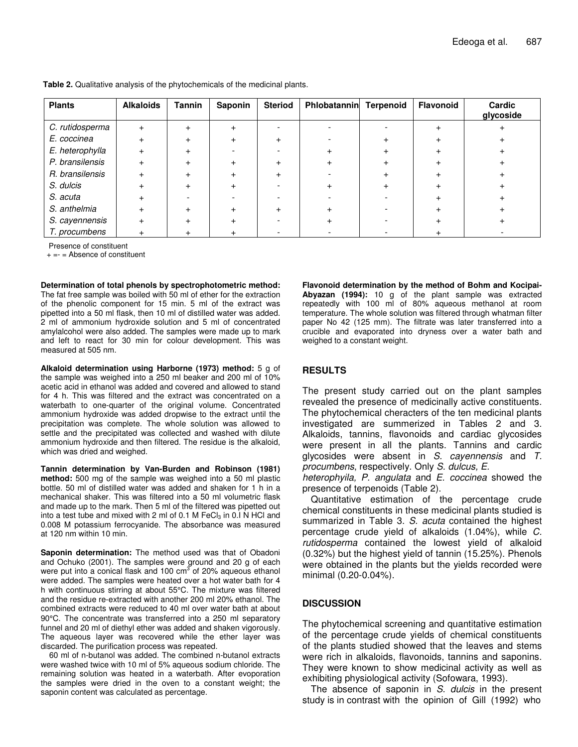**Table 2.** Qualitative analysis of the phytochemicals of the medicinal plants.

| Plants | Alkaloids | Tannin | Saponin | Steriod | Phlobatannin | Terpenoid | Flavonoid | Cardic glycoside |
|---|---|---|---|---|---|---|---|---|
| *C. rutidosperma* | + | + | + | - | - | - | + | + |
| *E. coccinea* | + | + | + | + | - | + | + | + |
| *E. heterophylla* | + | + | - | - | + | + | + | + |
| *P. bransilensis* | + | + | + | + | + | + | + | + |
| *R. bransilensis* | + | + | + | + | - | + | + | + |
| *S. dulcis* | + | + | + | - | + | + | + | + |
| *S. acuta* | + | - | - | - | - | - | + | + |
| *S. anthelmia* | + | + | + | + | + | - | + | + |
| *S. cayennensis* | + | + | + | - | + | - | + | + |
| *T. procumbens* | + | + | + | - | - | - | + | - |

Presence of constituent
+ =- = Absence of constituent

**Determination of total phenols by spectrophotometric method:** The fat free sample was boiled with 50 ml of ether for the extraction of the phenolic component for 15 min. 5 ml of the extract was pipetted into a 50 ml flask, then 10 ml of distilled water was added. 2 ml of ammonium hydroxide solution and 5 ml of concentrated amylalcohol were also added. The samples were made up to mark and left to react for 30 min for colour development. This was measured at 505 nm.

**Alkaloid determination using Harborne (1973) method:** 5 g of the sample was weighed into a 250 ml beaker and 200 ml of 10% acetic acid in ethanol was added and covered and allowed to stand for 4 h. This was filtered and the extract was concentrated on a waterbath to one-quarter of the original volume. Concentrated ammonium hydroxide was added dropwise to the extract until the precipitation was complete. The whole solution was allowed to settle and the precipitated was collected and washed with dilute ammonium hydroxide and then filtered. The residue is the alkaloid, which was dried and weighed.

**Tannin determination by Van-Burden and Robinson (1981) method:** 500 mg of the sample was weighed into a 50 ml plastic bottle. 50 ml of distilled water was added and shaken for 1 h in a mechanical shaker. This was filtered into a 50 ml volumetric flask and made up to the mark. Then 5 ml of the filtered was pipetted out into a test tube and mixed with 2 ml of 0.1 M $FeCl_3$ in 0.I N HCl and 0.008 M potassium ferrocyanide. The absorbance was measured at 120 nm within 10 min.

**Saponin determination:** The method used was that of Obadoni and Ochuko (2001). The samples were ground and 20 g of each were put into a conical flask and 100 $cm^3$ of 20% aqueous ethanol were added. The samples were heated over a hot water bath for 4 h with continuous stirring at about 55°C. The mixture was filtered and the residue re-extracted with another 200 ml 20% ethanol. The combined extracts were reduced to 40 ml over water bath at about 90°C. The concentrate was transferred into a 250 ml separatory funnel and 20 ml of diethyl ether was added and shaken vigorously. The aqueous layer was recovered while the ether layer was discarded. The purification process was repeated.

60 ml of n-butanol was added. The combined n-butanol extracts were washed twice with 10 ml of 5% aqueous sodium chloride. The remaining solution was heated in a waterbath. After evoporation the samples were dried in the oven to a constant weight; the saponin content was calculated as percentage.

**Flavonoid determination by the method of Bohm and Kocipai-Abyazan (1994):** 10 g of the plant sample was extracted repeatedly with 100 ml of 80% aqueous methanol at room temperature. The whole solution was filtered through whatman filter paper No 42 (125 mm). The filtrate was later transferred into a crucible and evaporated into dryness over a water bath and weighed to a constant weight.

## RESULTS

The present study carried out on the plant samples revealed the presence of medicinally active constituents. The phytochemical characters of the ten medicinal plants investigated are summerized in Tables 2 and 3. Alkaloids, tannins, flavonoids and cardic glycosides were present in all the plants. Tannins and cardic glycosides were absent in *S. cayennensis* and *T. procumbens*, respectively. Only *S. dulcus, E. heterophyila, P. angulata* and *E. coccinea* showed the presence of terpenoids (Table 2).

Quantitative estimation of the percentage crude chemical constituents in these medicinal plants studied is summarized in Table 3. *S. acuta* contained the highest percentage crude yield of alkaloids (1.04%), while *C. rutidosperma* contained the lowest yield of alkaloid (0.32%) but the highest yield of tannin (15.25%). Phenols were obtained in the plants but the yields recorded were minimal (0.20-0.04%).

## DISCUSSION

The phytochemical screening and quantitative estimation of the percentage crude yields of chemical constituents of the plants studied showed that the leaves and stems were rich in alkaloids, flavonoids, tannins and saponins. They were known to show medicinal activity as well as exhibiting physiological activity (Sofowara, 1993).

The absence of saponin in *S. dulcis* in the present study is in contrast with the opinion of Gill (1992) who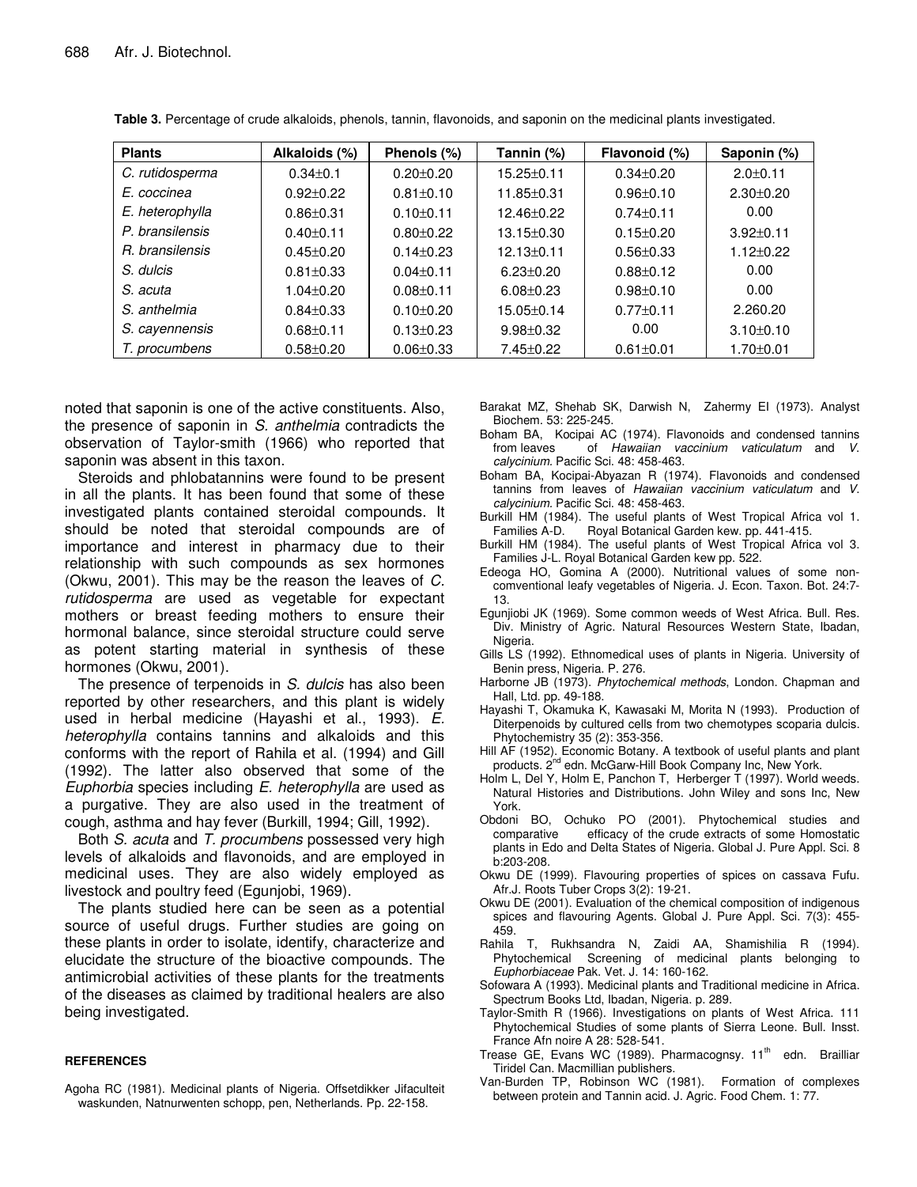**Table 3.** Percentage of crude alkaloids, phenols, tannin, flavonoids, and saponin on the medicinal plants investigated.

| Plants | Alkaloids (%) | Phenols (%) | Tannin (%) | Flavonoid (%) | Saponin (%) |
|---|---|---|---|---|---|
| *C. rutidosperma* | 0.34±0.1 | 0.20±0.20 | 15.25±0.11 | 0.34±0.20 | 2.0±0.11 |
| *E. coccinea* | 0.92±0.22 | 0.81±0.10 | 11.85±0.31 | 0.96±0.10 | 2.30±0.20 |
| *E. heterophylla* | 0.86±0.31 | 0.10±0.11 | 12.46±0.22 | 0.74±0.11 | 0.00 |
| *P. bransilensis* | 0.40±0.11 | 0.80±0.22 | 13.15±0.30 | 0.15±0.20 | 3.92±0.11 |
| *R. bransilensis* | 0.45±0.20 | 0.14±0.23 | 12.13±0.11 | 0.56±0.33 | 1.12±0.22 |
| *S. dulcis* | 0.81±0.33 | 0.04±0.11 | 6.23±0.20 | 0.88±0.12 | 0.00 |
| *S. acuta* | 1.04±0.20 | 0.08±0.11 | 6.08±0.23 | 0.98±0.10 | 0.00 |
| *S. anthelmia* | 0.84±0.33 | 0.10±0.20 | 15.05±0.14 | 0.77±0.11 | 2.260.20 |
| *S. cayennensis* | 0.68±0.11 | 0.13±0.23 | 9.98±0.32 | 0.00 | 3.10±0.10 |
| *T. procumbens* | 0.58±0.20 | 0.06±0.33 | 7.45±0.22 | 0.61±0.01 | 1.70±0.01 |

noted that saponin is one of the active constituents. Also, the presence of saponin in *S. anthelmia* contradicts the observation of Taylor-smith (1966) who reported that saponin was absent in this taxon.

Steroids and phlobatannins were found to be present in all the plants. It has been found that some of these investigated plants contained steroidal compounds. It should be noted that steroidal compounds are of importance and interest in pharmacy due to their relationship with such compounds as sex hormones (Okwu, 2001). This may be the reason the leaves of *C. rutidosperma* are used as vegetable for expectant mothers or breast feeding mothers to ensure their hormonal balance, since steroidal structure could serve as potent starting material in synthesis of these hormones (Okwu, 2001).

The presence of terpenoids in *S. dulcis* has also been reported by other researchers, and this plant is widely used in herbal medicine (Hayashi et al., 1993). *E. heterophylla* contains tannins and alkaloids and this conforms with the report of Rahila et al. (1994) and Gill (1992). The latter also observed that some of the *Euphorbia* species including *E. heterophylla* are used as a purgative. They are also used in the treatment of cough, asthma and hay fever (Burkill, 1994; Gill, 1992).

Both *S. acuta* and *T. procumbens* possessed very high levels of alkaloids and flavonoids, and are employed in medicinal uses. They are also widely employed as livestock and poultry feed (Egunjobi, 1969).

The plants studied here can be seen as a potential source of useful drugs. Further studies are going on these plants in order to isolate, identify, characterize and elucidate the structure of the bioactive compounds. The antimicrobial activities of these plants for the treatments of the diseases as claimed by traditional healers are also being investigated.

## REFERENCES

Agoha RC (1981). Medicinal plants of Nigeria. Offsetdikker Jifaculteit waskunden, Natnurwenten schopp, pen, Netherlands. Pp. 22-158.

Barakat MZ, Shehab SK, Darwish N, Zahermy EI (1973). Analyst Biochem. 53: 225-245.

Boham BA, Kocipai AC (1974). Flavonoids and condensed tannins from leaves of *Hawaiian vaccinium vaticulatum* and *V. calycinium*. Pacific Sci. 48: 458-463.

Boham BA, Kocipai-Abyazan R (1974). Flavonoids and condensed tannins from leaves of *Hawaiian vaccinium vaticulatum* and *V. calycinium*. Pacific Sci. 48: 458-463.

Burkill HM (1984). The useful plants of West Tropical Africa vol 1. Families A-D. Royal Botanical Garden kew. pp. 441-415.

Burkill HM (1984). The useful plants of West Tropical Africa vol 3. Families J-L. Royal Botanical Garden kew pp. 522.

Edeoga HO, Gomina A (2000). Nutritional values of some non-comventional leafy vegetables of Nigeria. J. Econ. Taxon. Bot. 24:7-13.

Egunjiobi JK (1969). Some common weeds of West Africa. Bull. Res. Div. Ministry of Agric. Natural Resources Western State, Ibadan, Nigeria.

Gills LS (1992). Ethnomedical uses of plants in Nigeria. University of Benin press, Nigeria. P. 276.

Harborne JB (1973). *Phytochemical methods*, London. Chapman and Hall, Ltd. pp. 49-188.

Hayashi T, Okamuka K, Kawasaki M, Morita N (1993). Production of Diterpenoids by cultured cells from two chemotypes scoparia dulcis. Phytochemistry 35 (2): 353-356.

Hill AF (1952). Economic Botany. A textbook of useful plants and plant products. 2nd edn. McGarw-Hill Book Company Inc, New York.

Holm L, Del Y, Holm E, Panchon T, Herberger T (1997). World weeds. Natural Histories and Distributions. John Wiley and sons Inc, New York.

Obdoni BO, Ochuko PO (2001). Phytochemical studies and comparative efficacy of the crude extracts of some Homostatic plants in Edo and Delta States of Nigeria. Global J. Pure Appl. Sci. 8 b:203-208.

Okwu DE (1999). Flavouring properties of spices on cassava Fufu. Afr.J. Roots Tuber Crops 3(2): 19-21.

Okwu DE (2001). Evaluation of the chemical composition of indigenous spices and flavouring Agents. Global J. Pure Appl. Sci. 7(3): 455-459.

Rahila T, Rukhsandra N, Zaidi AA, Shamishilia R (1994). Phytochemical Screening of medicinal plants belonging to *Euphorbiaceae* Pak. Vet. J. 14: 160-162.

Sofowara A (1993). Medicinal plants and Traditional medicine in Africa. Spectrum Books Ltd, Ibadan, Nigeria. p. 289.

Taylor-Smith R (1966). Investigations on plants of West Africa. 111 Phytochemical Studies of some plants of Sierra Leone. Bull. Insst. France Afn noire A 28: 528-541.

Trease GE, Evans WC (1989). Pharmacognsy. 11th edn. Brailliar Tiridel Can. Macmillian publishers.

Van-Burden TP, Robinson WC (1981). Formation of complexes between protein and Tannin acid. J. Agric. Food Chem. 1: 77.